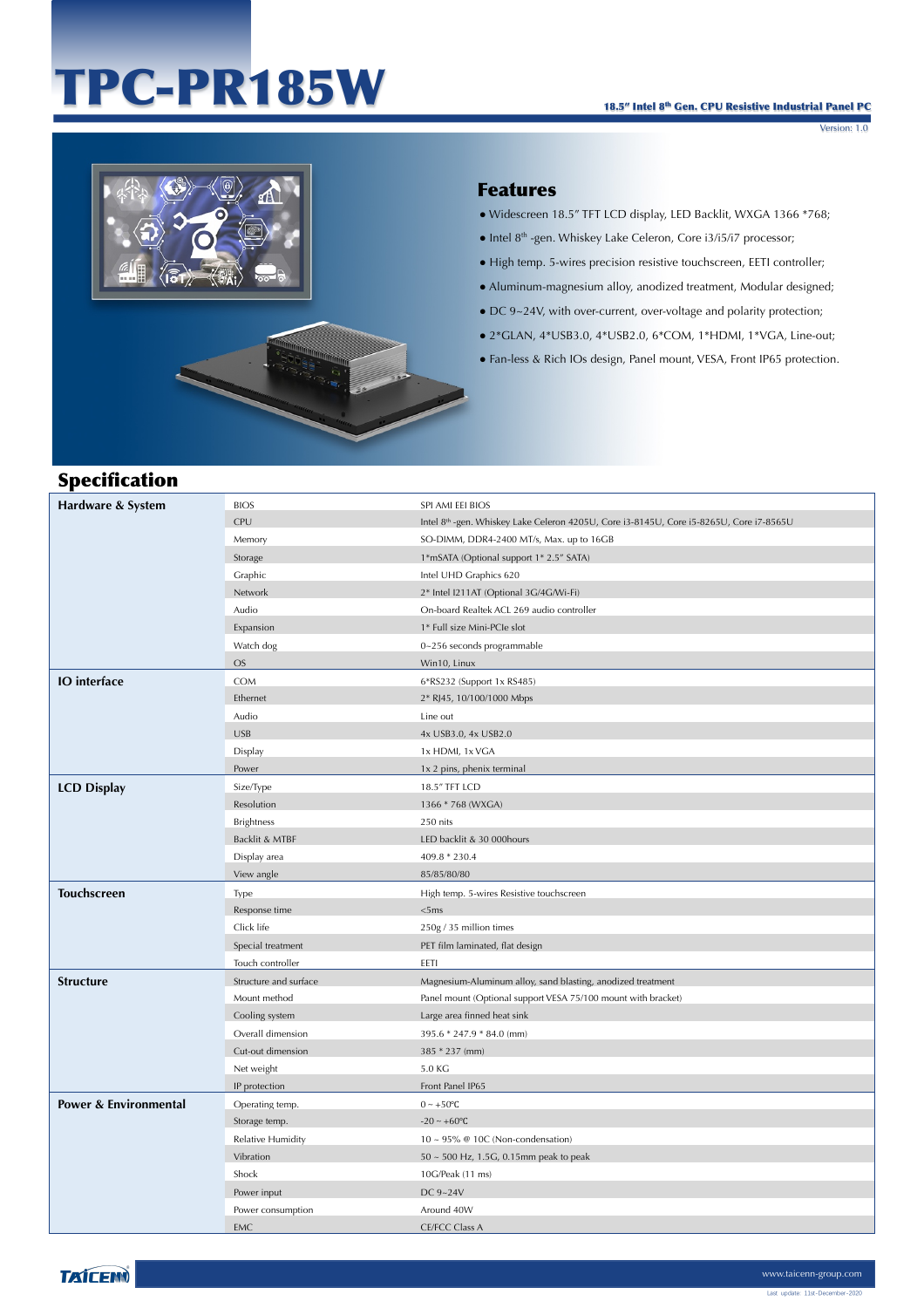# TPC-PR185W

**18.5" Intel 8th Gen. CPU Resistive Industrial Panel PC**

Version: 1.0

## Features

- Widescreen 18.5" TFT LCD display, LED Backlit, WXGA 1366 *768;
- Intel 8th -gen. Whiskey Lake Celeron, Core i3/i5/i7 processor;
- High temp. 5-wires precision resistive touchscreen, EETI controller;
- Aluminum-magnesium alloy, anodized treatment, Modular designed;
- DC 9~24V, with over-current, over-voltage and polarity protection;
- 2*GLAN, 4*USB3.0, 4*USB2.0, 6*COM, 1*HDMI, 1*VGA, Line-out;
- Fan-less & Rich IOs design, Panel mount, VESA, Front IP65 protection.

## Specification

| Category | Item | Specification |
|---|---|---|
| **Hardware & System** | BIOS | SPI AMI EEI BIOS |
| | CPU | Intel 8th -gen. Whiskey Lake Celeron 4205U, Core i3-8145U, Core i5-8265U, Core i7-8565U |
| | Memory | SO-DIMM, DDR4-2400 MT/s, Max. up to 16GB |
| | Storage | 1*mSATA (Optional support 1* 2.5" SATA) |
| | Graphic | Intel UHD Graphics 620 |
| | Network | 2* Intel I211AT (Optional 3G/4G/Wi-Fi) |
| | Audio | On-board Realtek ACL 269 audio controller |
| | Expansion | 1* Full size Mini-PCIe slot |
| | Watch dog | 0~256 seconds programmable |
| | OS | Win10, Linux |
| **IO interface** | COM | 6*RS232 (Support 1x RS485) |
| | Ethernet | 2* RJ45, 10/100/1000 Mbps |
| | Audio | Line out |
| | USB | 4x USB3.0, 4x USB2.0 |
| | Display | 1x HDMI, 1x VGA |
| | Power | 1x 2 pins, phenix terminal |
| **LCD Display** | Size/Type | 18.5" TFT LCD |
| | Resolution | 1366 * 768 (WXGA) |
| | Brightness | 250 nits |
| | Backlit & MTBF | LED backlit & 30 000hours |
| | Display area | 409.8 * 230.4 |
| | View angle | 85/85/80/80 |
| **Touchscreen** | Type | High temp. 5-wires Resistive touchscreen |
| | Response time | <5ms |
| | Click life | 250g / 35 million times |
| | Special treatment | PET film laminated, flat design |
| | Touch controller | EETI |
| **Structure** | Structure and surface | Magnesium-Aluminum alloy, sand blasting, anodized treatment |
| | Mount method | Panel mount (Optional support VESA 75/100 mount with bracket) |
| | Cooling system | Large area finned heat sink |
| | Overall dimension | 395.6 * 247.9 * 84.0 (mm) |
| | Cut-out dimension | 385 * 237 (mm) |
| | Net weight | 5.0 KG |
| | IP protection | Front Panel IP65 |
| **Power & Environmental** | Operating temp. | 0 ~ +50℃ |
| | Storage temp. | -20 ~ +60℃ |
| | Relative Humidity | 10 ~ 95% @ 10C (Non-condensation) |
| | Vibration | 50 ~ 500 Hz, 1.5G, 0.15mm peak to peak |
| | Shock | 10G/Peak (11 ms) |
| | Power input | DC 9~24V |
| | Power consumption | Around 40W |
| | EMC | CE/FCC Class A |

www.taicenn-group.com

Last update: 11st-December-2020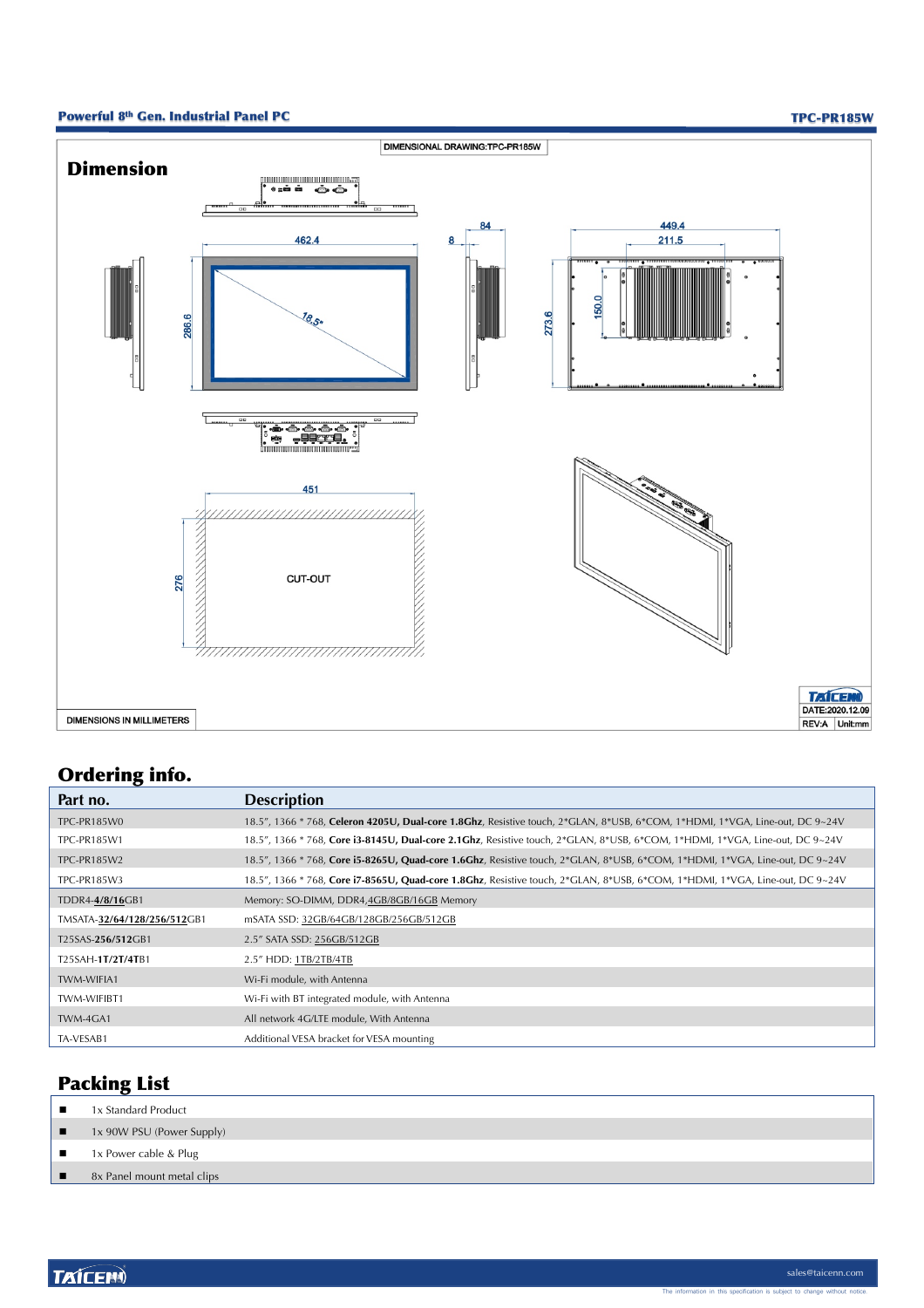## Dimension

DIMENSIONAL DRAWING:TPC-PR185W

462.4

8

84

449.4

211.5

286.6

18.5"

273.6

150.0

451

276

CUT-OUT

DIMENSIONS IN MILLIMETERS

DATE:2020.12.09

REV:A Unit:mm

## Ordering info.

| Part no. | Description |
|---|---|
| TPC-PR185W0 | 18.5", 1366 * 768, **Celeron 4205U, Dual-core 1.8Ghz**, Resistive touch, 2*GLAN, 8*USB, 6*COM, 1*HDMI, 1*VGA, Line-out, DC 9~24V |
| TPC-PR185W1 | 18.5", 1366 * 768, **Core i3-8145U, Dual-core 2.1Ghz**, Resistive touch, 2*GLAN, 8*USB, 6*COM, 1*HDMI, 1*VGA, Line-out, DC 9~24V |
| TPC-PR185W2 | 18.5", 1366 * 768, **Core i5-8265U, Quad-core 1.6Ghz**, Resistive touch, 2*GLAN, 8*USB, 6*COM, 1*HDMI, 1*VGA, Line-out, DC 9~24V |
| TPC-PR185W3 | 18.5", 1366 * 768, **Core i7-8565U, Quad-core 1.8Ghz**, Resistive touch, 2*GLAN, 8*USB, 6*COM, 1*HDMI, 1*VGA, Line-out, DC 9~24V |
| TDDR4-**4/8/16**GB1 | Memory: SO-DIMM, DDR4,4GB/8GB/16GB Memory |
| TMSATA-**32/64/128/256/512**GB1 | mSATA SSD: 32GB/64GB/128GB/256GB/512GB |
| T25SAS-**256/512**GB1 | 2.5" SATA SSD: 256GB/512GB |
| T25SAH-**1T/2T/4T**B1 | 2.5" HDD: 1TB/2TB/4TB |
| TWM-WIFIA1 | Wi-Fi module, with Antenna |
| TWM-WIFIBT1 | Wi-Fi with BT integrated module, with Antenna |
| TWM-4GA1 | All network 4G/LTE module, With Antenna |
| TA-VESAB1 | Additional VESA bracket for VESA mounting |

## Packing List

- 1x Standard Product
- 1x 90W PSU (Power Supply)
- 1x Power cable & Plug
- 8x Panel mount metal clips

sales@taicenn.com

The information in this specification is subject to change without notice